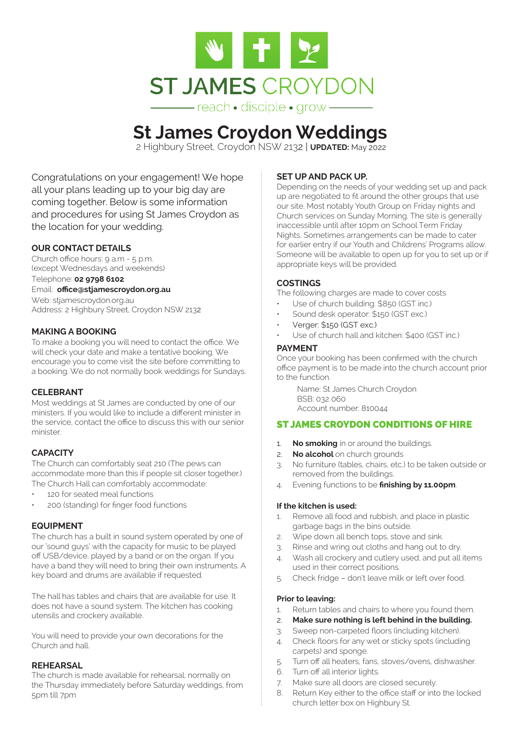ST JAMES CROYDON

reach • disciple • grow

# St James Croydon Weddings

2 Highbury Street, Croydon NSW 2132 | **UPDATED:** May 2022

Congratulations on your engagement! We hope all your plans leading up to your big day are coming together. Below is some information and procedures for using St James Croydon as the location for your wedding.

## OUR CONTACT DETAILS

Church office hours: 9 a.m - 5 p.m. (except Wednesdays and weekends)
Telephone: **02 9798 6102**
Email: **office@stjamescroydon.org.au**
Web: stjamescroydon.org.au
Address: 2 Highbury Street, Croydon NSW 2132

## MAKING A BOOKING

To make a booking you will need to contact the office. We will check your date and make a tentative booking. We encourage you to come visit the site before committing to a booking. We do not normally book weddings for Sundays.

## CELEBRANT

Most weddings at St James are conducted by one of our ministers. If you would like to include a different minister in the service, contact the office to discuss this with our senior minister.

## CAPACITY

The Church can comfortably seat 210 (The pews can accommodate more than this if people sit closer together.) The Church Hall can comfortably accommodate:

- 120 for seated meal functions
- 200 (standing) for finger food functions

## EQUIPMENT

The church has a built in sound system operated by one of our 'sound guys' with the capacity for music to be played off USB/device, played by a band or on the organ. If you have a band they will need to bring their own instruments. A key board and drums are available if requested.

The hall has tables and chairs that are available for use. It does not have a sound system. The kitchen has cooking utensils and crockery available.

You will need to provide your own decorations for the Church and hall.

## REHEARSAL

The church is made available for rehearsal, normally on the Thursday immediately before Saturday weddings, from 5pm till 7pm

## SET UP AND PACK UP.

Depending on the needs of your wedding set up and pack up are negotiated to fit around the other groups that use our site. Most notably Youth Group on Friday nights and Church services on Sunday Morning. The site is generally inaccessible until after 10pm on School Term Friday Nights. Sometimes arrangements can be made to cater for earlier entry if our Youth and Childrens' Programs allow. Someone will be available to open up for you to set up or if appropriate keys will be provided.

## COSTINGS

The following charges are made to cover costs

- Use of church building: $850 (GST inc.)
- Sound desk operator: $150 (GST exc.)
- Verger: $150 (GST exc.)
- Use of church hall and kitchen: $400 (GST inc.)

## PAYMENT

Once your booking has been confirmed with the church office payment is to be made into the church account prior to the function.

Name: St James Church Croydon
BSB: 032 060
Account number: 810044

## ST JAMES CROYDON CONDITIONS OF HIRE

1. **No smoking** in or around the buildings.
2. **No alcohol** on church grounds
3. No furniture (tables, chairs, etc.) to be taken outside or removed from the buildings.
4. Evening functions to be **finishing by 11.00pm**.

**If the kitchen is used:**

1. Remove all food and rubbish, and place in plastic garbage bags in the bins outside.
2. Wipe down all bench tops, stove and sink.
3. Rinse and wring out cloths and hang out to dry.
4. Wash all crockery and cutlery used, and put all items used in their correct positions.
5. Check fridge – don't leave milk or left over food.

**Prior to leaving:**

1. Return tables and chairs to where you found them.
2. **Make sure nothing is left behind in the building.**
3. Sweep non-carpeted floors (including kitchen).
4. Check floors for any wet or sticky spots (including carpets) and sponge.
5. Turn off all heaters, fans, stoves/ovens, dishwasher.
6. Turn off all interior lights.
7. Make sure all doors are closed securely.
8. Return Key either to the office staff or into the locked church letter box on Highbury St.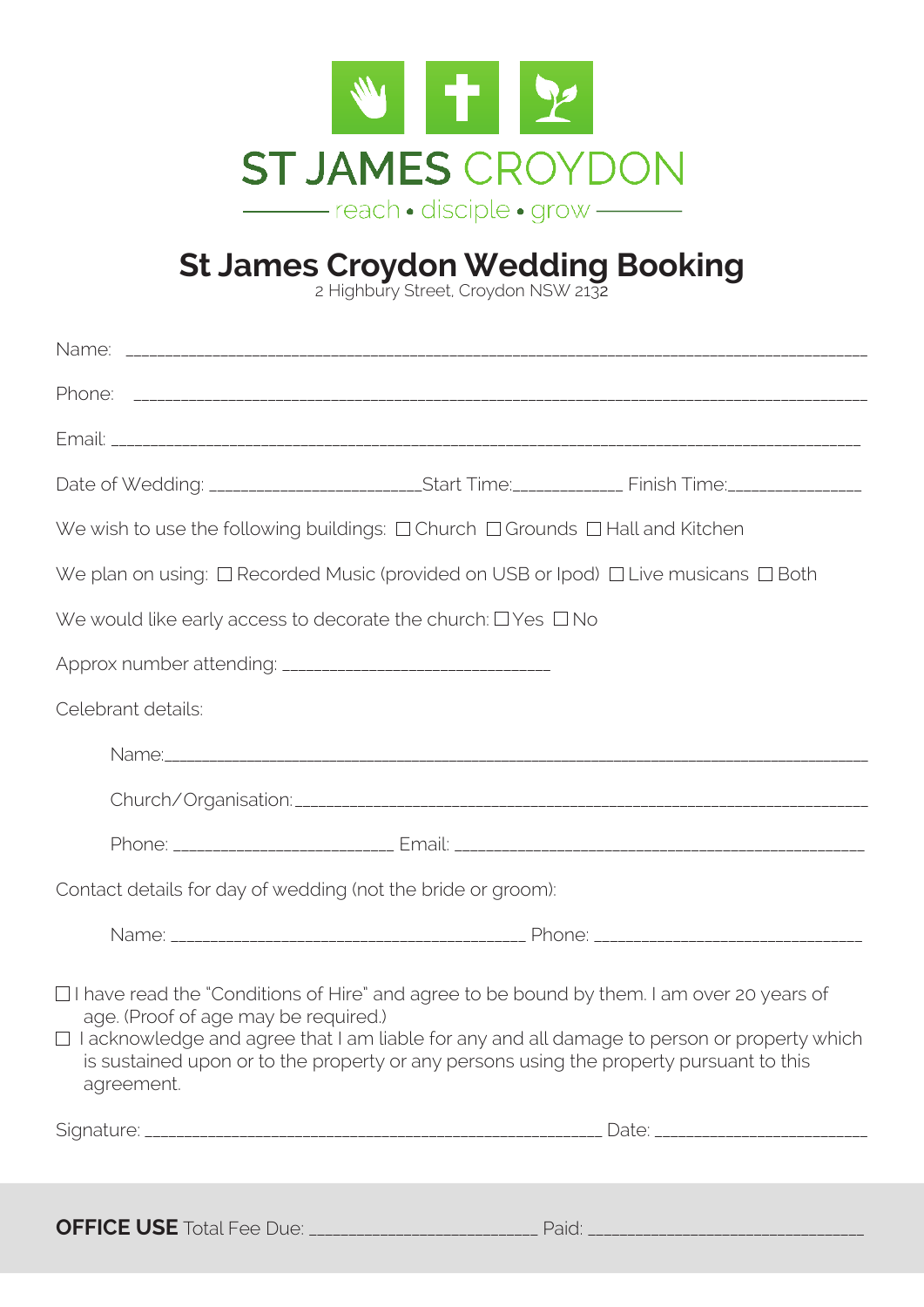ST JAMES CROYDON

reach • disciple • grow

# St James Croydon Wedding Booking

2 Highbury Street, Croydon NSW 2132

Name: ______________________________________________________________________________

Phone: ______________________________________________________________________________

Email: ______________________________________________________________________________

Date of Wedding: ______________________Start Time:____________ Finish Time:______________

We wish to use the following buildings: ☐ Church ☐ Grounds ☐ Hall and Kitchen

We plan on using: ☐ Recorded Music (provided on USB or Ipod) ☐ Live musicans ☐ Both

We would like early access to decorate the church: ☐ Yes ☐ No

Approx number attending: _____________________________

Celebrant details:

Name:______________________________________________________________________

Church/Organisation:_________________________________________________________

Phone: _______________________ Email: ___________________________________________

Contact details for day of wedding (not the bride or groom):

Name: _____________________________________ Phone: ____________________________

☐ I have read the "Conditions of Hire" and agree to be bound by them. I am over 20 years of age. (Proof of age may be required.)

☐ I acknowledge and agree that I am liable for any and all damage to person or property which is sustained upon or to the property or any persons using the property pursuant to this agreement.

Signature: ________________________________________________ Date: _____________________

**OFFICE USE** Total Fee Due: _______________________ Paid: _____________________________